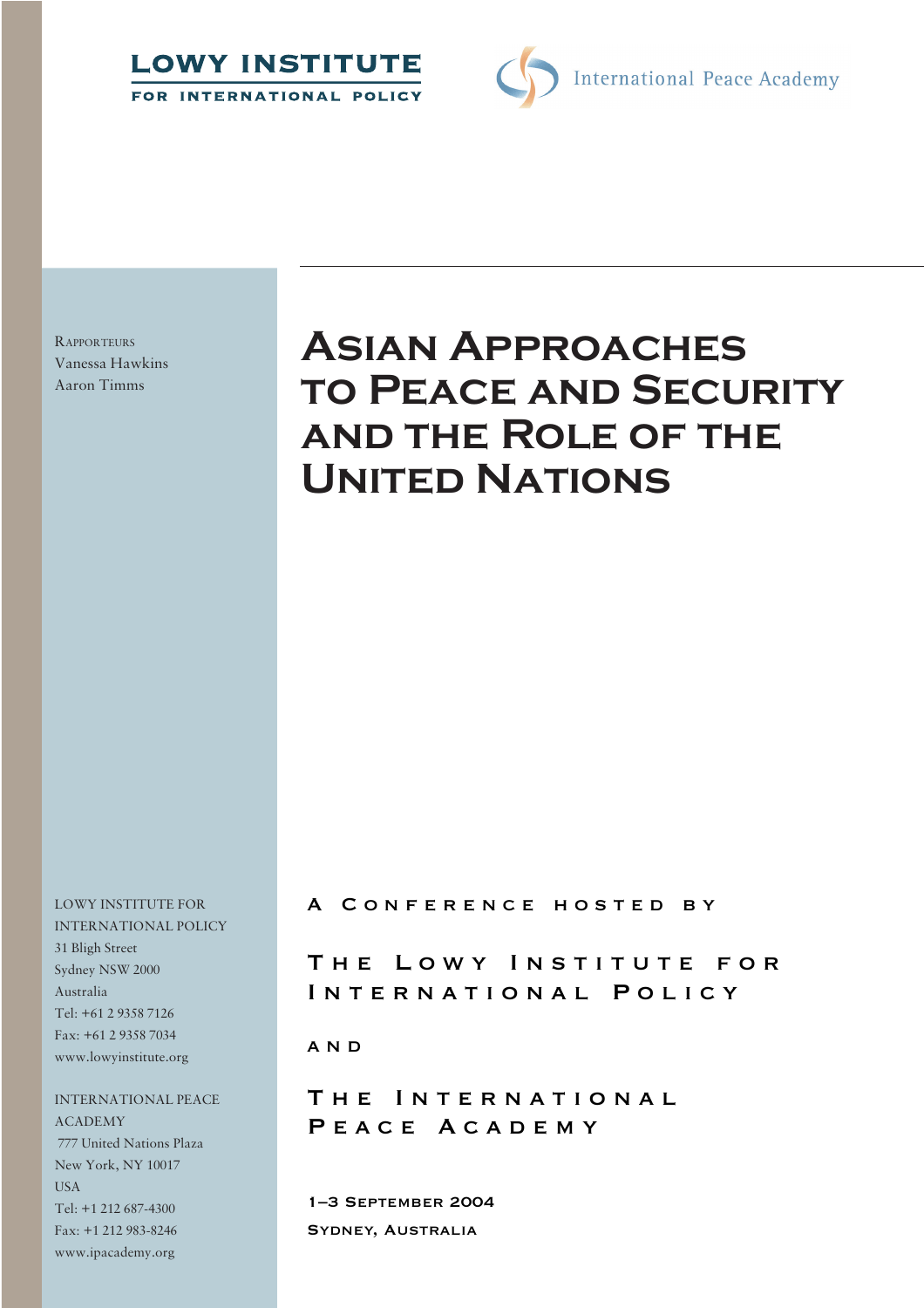LOWY INSTITUTE FOR INTERNATIONAL POLICY

International Peace Academy

# Asian Approaches to Peace and Security and the Role of the United Nations

Rapporteurs
Vanessa Hawkins
Aaron Timms

A Conference hosted by

The Lowy Institute for International Policy

and

The International Peace Academy

1–3 September 2004
Sydney, Australia

LOWY INSTITUTE FOR INTERNATIONAL POLICY
31 Bligh Street
Sydney NSW 2000
Australia
Tel: +61 2 9358 7126
Fax: +61 2 9358 7034
www.lowyinstitute.org

INTERNATIONAL PEACE ACADEMY
777 United Nations Plaza
New York, NY 10017
USA
Tel: +1 212 687-4300
Fax: +1 212 983-8246
www.ipacademy.org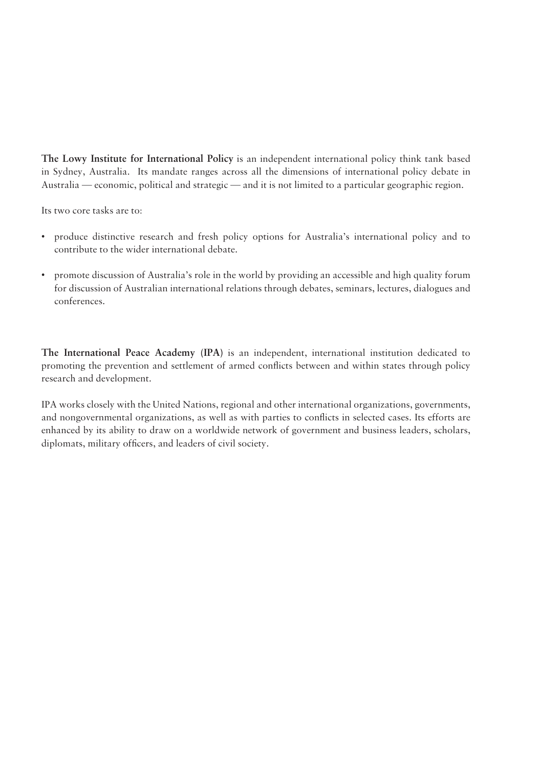**The Lowy Institute for International Policy** is an independent international policy think tank based in Sydney, Australia. Its mandate ranges across all the dimensions of international policy debate in Australia — economic, political and strategic — and it is not limited to a particular geographic region.

Its two core tasks are to:

- produce distinctive research and fresh policy options for Australia's international policy and to contribute to the wider international debate.
- promote discussion of Australia's role in the world by providing an accessible and high quality forum for discussion of Australian international relations through debates, seminars, lectures, dialogues and conferences.

**The International Peace Academy (IPA)** is an independent, international institution dedicated to promoting the prevention and settlement of armed conflicts between and within states through policy research and development.

IPA works closely with the United Nations, regional and other international organizations, governments, and nongovernmental organizations, as well as with parties to conflicts in selected cases. Its efforts are enhanced by its ability to draw on a worldwide network of government and business leaders, scholars, diplomats, military officers, and leaders of civil society.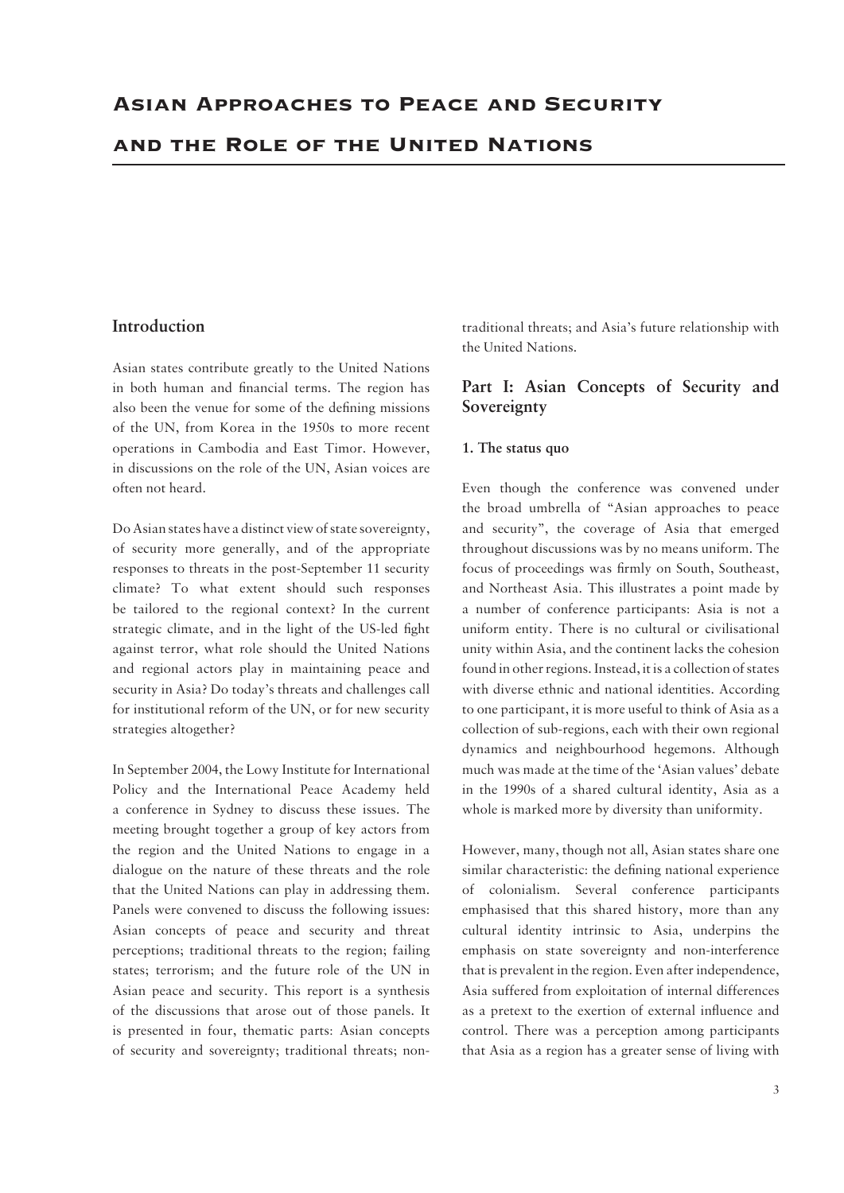# Asian Approaches to Peace and Security and the Role of the United Nations

## Introduction

Asian states contribute greatly to the United Nations in both human and financial terms. The region has also been the venue for some of the defining missions of the UN, from Korea in the 1950s to more recent operations in Cambodia and East Timor. However, in discussions on the role of the UN, Asian voices are often not heard.

Do Asian states have a distinct view of state sovereignty, of security more generally, and of the appropriate responses to threats in the post-September 11 security climate? To what extent should such responses be tailored to the regional context? In the current strategic climate, and in the light of the US-led fight against terror, what role should the United Nations and regional actors play in maintaining peace and security in Asia? Do today's threats and challenges call for institutional reform of the UN, or for new security strategies altogether?

In September 2004, the Lowy Institute for International Policy and the International Peace Academy held a conference in Sydney to discuss these issues. The meeting brought together a group of key actors from the region and the United Nations to engage in a dialogue on the nature of these threats and the role that the United Nations can play in addressing them. Panels were convened to discuss the following issues: Asian concepts of peace and security and threat perceptions; traditional threats to the region; failing states; terrorism; and the future role of the UN in Asian peace and security. This report is a synthesis of the discussions that arose out of those panels. It is presented in four, thematic parts: Asian concepts of security and sovereignty; traditional threats; non-traditional threats; and Asia's future relationship with the United Nations.

## Part I: Asian Concepts of Security and Sovereignty

### 1. The status quo

Even though the conference was convened under the broad umbrella of "Asian approaches to peace and security", the coverage of Asia that emerged throughout discussions was by no means uniform. The focus of proceedings was firmly on South, Southeast, and Northeast Asia. This illustrates a point made by a number of conference participants: Asia is not a uniform entity. There is no cultural or civilisational unity within Asia, and the continent lacks the cohesion found in other regions. Instead, it is a collection of states with diverse ethnic and national identities. According to one participant, it is more useful to think of Asia as a collection of sub-regions, each with their own regional dynamics and neighbourhood hegemons. Although much was made at the time of the 'Asian values' debate in the 1990s of a shared cultural identity, Asia as a whole is marked more by diversity than uniformity.

However, many, though not all, Asian states share one similar characteristic: the defining national experience of colonialism. Several conference participants emphasised that this shared history, more than any cultural identity intrinsic to Asia, underpins the emphasis on state sovereignty and non-interference that is prevalent in the region. Even after independence, Asia suffered from exploitation of internal differences as a pretext to the exertion of external influence and control. There was a perception among participants that Asia as a region has a greater sense of living with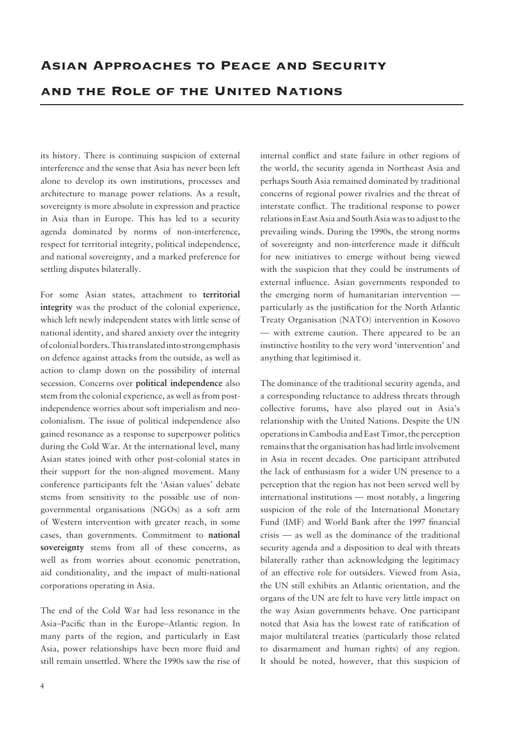its history. There is continuing suspicion of external interference and the sense that Asia has never been left alone to develop its own institutions, processes and architecture to manage power relations. As a result, sovereignty is more absolute in expression and practice in Asia than in Europe. This has led to a security agenda dominated by norms of non-interference, respect for territorial integrity, political independence, and national sovereignty, and a marked preference for settling disputes bilaterally.

For some Asian states, attachment to **territorial integrity** was the product of the colonial experience, which left newly independent states with little sense of national identity, and shared anxiety over the integrity of colonial borders. This translated into strong emphasis on defence against attacks from the outside, as well as action to clamp down on the possibility of internal secession. Concerns over **political independence** also stem from the colonial experience, as well as from post-independence worries about soft imperialism and neo-colonialism. The issue of political independence also gained resonance as a response to superpower politics during the Cold War. At the international level, many Asian states joined with other post-colonial states in their support for the non-aligned movement. Many conference participants felt the 'Asian values' debate stems from sensitivity to the possible use of non-governmental organisations (NGOs) as a soft arm of Western intervention with greater reach, in some cases, than governments. Commitment to **national sovereignty** stems from all of these concerns, as well as from worries about economic penetration, aid conditionality, and the impact of multi-national corporations operating in Asia.

The end of the Cold War had less resonance in the Asia–Pacific than in the Europe–Atlantic region. In many parts of the region, and particularly in East Asia, power relationships have been more fluid and still remain unsettled. Where the 1990s saw the rise of internal conflict and state failure in other regions of the world, the security agenda in Northeast Asia and perhaps South Asia remained dominated by traditional concerns of regional power rivalries and the threat of interstate conflict. The traditional response to power relations in East Asia and South Asia was to adjust to the prevailing winds. During the 1990s, the strong norms of sovereignty and non-interference made it difficult for new initiatives to emerge without being viewed with the suspicion that they could be instruments of external influence. Asian governments responded to the emerging norm of humanitarian intervention — particularly as the justification for the North Atlantic Treaty Organisation (NATO) intervention in Kosovo — with extreme caution. There appeared to be an instinctive hostility to the very word 'intervention' and anything that legitimised it.

The dominance of the traditional security agenda, and a corresponding reluctance to address threats through collective forums, have also played out in Asia's relationship with the United Nations. Despite the UN operations in Cambodia and East Timor, the perception remains that the organisation has had little involvement in Asia in recent decades. One participant attributed the lack of enthusiasm for a wider UN presence to a perception that the region has not been served well by international institutions — most notably, a lingering suspicion of the role of the International Monetary Fund (IMF) and World Bank after the 1997 financial crisis — as well as the dominance of the traditional security agenda and a disposition to deal with threats bilaterally rather than acknowledging the legitimacy of an effective role for outsiders. Viewed from Asia, the UN still exhibits an Atlantic orientation, and the organs of the UN are felt to have very little impact on the way Asian governments behave. One participant noted that Asia has the lowest rate of ratification of major multilateral treaties (particularly those related to disarmament and human rights) of any region. It should be noted, however, that this suspicion of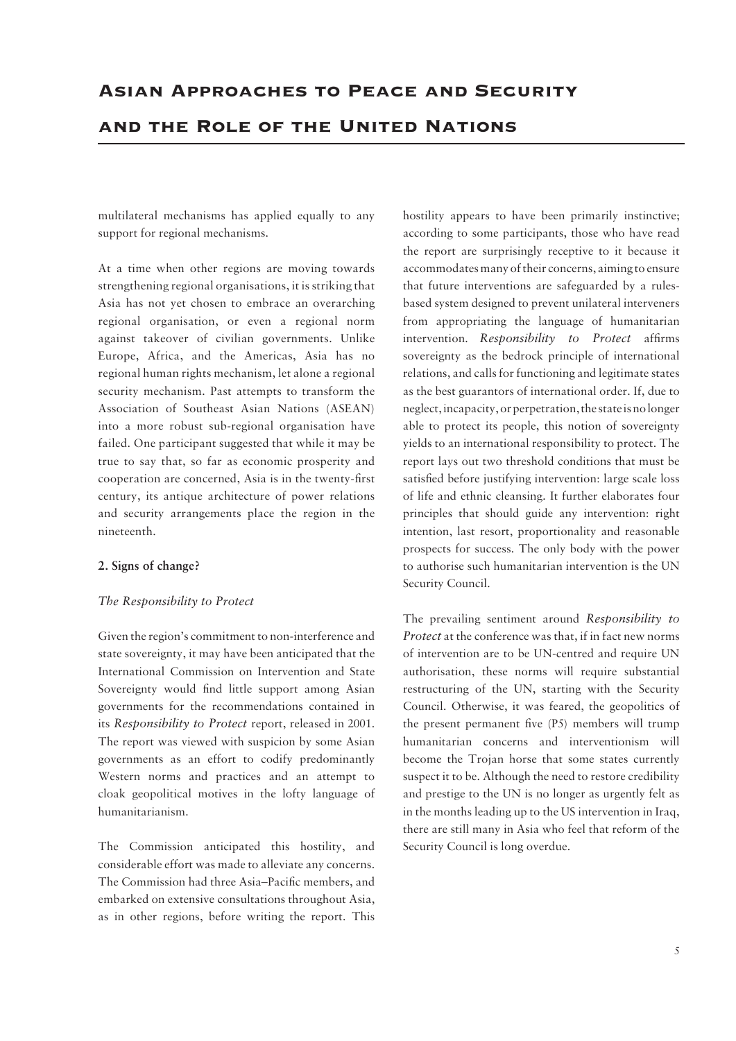multilateral mechanisms has applied equally to any support for regional mechanisms.

At a time when other regions are moving towards strengthening regional organisations, it is striking that Asia has not yet chosen to embrace an overarching regional organisation, or even a regional norm against takeover of civilian governments. Unlike Europe, Africa, and the Americas, Asia has no regional human rights mechanism, let alone a regional security mechanism. Past attempts to transform the Association of Southeast Asian Nations (ASEAN) into a more robust sub-regional organisation have failed. One participant suggested that while it may be true to say that, so far as economic prosperity and cooperation are concerned, Asia is in the twenty-first century, its antique architecture of power relations and security arrangements place the region in the nineteenth.

**2. Signs of change?**

*The Responsibility to Protect*

Given the region's commitment to non-interference and state sovereignty, it may have been anticipated that the International Commission on Intervention and State Sovereignty would find little support among Asian governments for the recommendations contained in its *Responsibility to Protect* report, released in 2001. The report was viewed with suspicion by some Asian governments as an effort to codify predominantly Western norms and practices and an attempt to cloak geopolitical motives in the lofty language of humanitarianism.

The Commission anticipated this hostility, and considerable effort was made to alleviate any concerns. The Commission had three Asia–Pacific members, and embarked on extensive consultations throughout Asia, as in other regions, before writing the report. This hostility appears to have been primarily instinctive; according to some participants, those who have read the report are surprisingly receptive to it because it accommodates many of their concerns, aiming to ensure that future interventions are safeguarded by a rules-based system designed to prevent unilateral interveners from appropriating the language of humanitarian intervention. *Responsibility to Protect* affirms sovereignty as the bedrock principle of international relations, and calls for functioning and legitimate states as the best guarantors of international order. If, due to neglect, incapacity, or perpetration, the state is no longer able to protect its people, this notion of sovereignty yields to an international responsibility to protect. The report lays out two threshold conditions that must be satisfied before justifying intervention: large scale loss of life and ethnic cleansing. It further elaborates four principles that should guide any intervention: right intention, last resort, proportionality and reasonable prospects for success. The only body with the power to authorise such humanitarian intervention is the UN Security Council.

The prevailing sentiment around *Responsibility to Protect* at the conference was that, if in fact new norms of intervention are to be UN-centred and require UN authorisation, these norms will require substantial restructuring of the UN, starting with the Security Council. Otherwise, it was feared, the geopolitics of the present permanent five (P5) members will trump humanitarian concerns and interventionism will become the Trojan horse that some states currently suspect it to be. Although the need to restore credibility and prestige to the UN is no longer as urgently felt as in the months leading up to the US intervention in Iraq, there are still many in Asia who feel that reform of the Security Council is long overdue.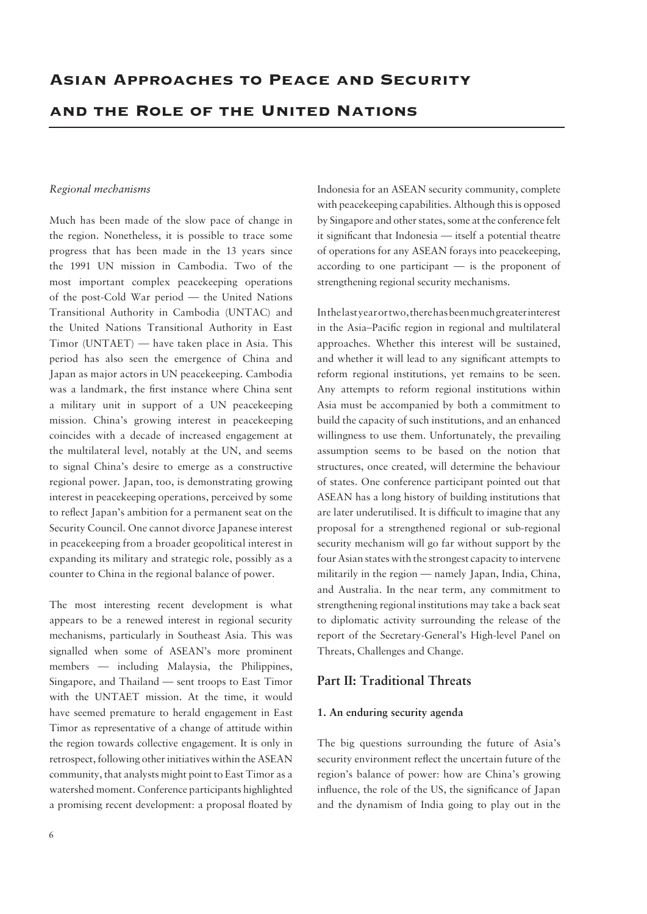*Regional mechanisms*

Much has been made of the slow pace of change in the region. Nonetheless, it is possible to trace some progress that has been made in the 13 years since the 1991 UN mission in Cambodia. Two of the most important complex peacekeeping operations of the post-Cold War period — the United Nations Transitional Authority in Cambodia (UNTAC) and the United Nations Transitional Authority in East Timor (UNTAET) — have taken place in Asia. This period has also seen the emergence of China and Japan as major actors in UN peacekeeping. Cambodia was a landmark, the first instance where China sent a military unit in support of a UN peacekeeping mission. China's growing interest in peacekeeping coincides with a decade of increased engagement at the multilateral level, notably at the UN, and seems to signal China's desire to emerge as a constructive regional power. Japan, too, is demonstrating growing interest in peacekeeping operations, perceived by some to reflect Japan's ambition for a permanent seat on the Security Council. One cannot divorce Japanese interest in peacekeeping from a broader geopolitical interest in expanding its military and strategic role, possibly as a counter to China in the regional balance of power.

The most interesting recent development is what appears to be a renewed interest in regional security mechanisms, particularly in Southeast Asia. This was signalled when some of ASEAN's more prominent members — including Malaysia, the Philippines, Singapore, and Thailand — sent troops to East Timor with the UNTAET mission. At the time, it would have seemed premature to herald engagement in East Timor as representative of a change of attitude within the region towards collective engagement. It is only in retrospect, following other initiatives within the ASEAN community, that analysts might point to East Timor as a watershed moment. Conference participants highlighted a promising recent development: a proposal floated by Indonesia for an ASEAN security community, complete with peacekeeping capabilities. Although this is opposed by Singapore and other states, some at the conference felt it significant that Indonesia — itself a potential theatre of operations for any ASEAN forays into peacekeeping, according to one participant — is the proponent of strengthening regional security mechanisms.

In the last year or two, there has been much greater interest in the Asia–Pacific region in regional and multilateral approaches. Whether this interest will be sustained, and whether it will lead to any significant attempts to reform regional institutions, yet remains to be seen. Any attempts to reform regional institutions within Asia must be accompanied by both a commitment to build the capacity of such institutions, and an enhanced willingness to use them. Unfortunately, the prevailing assumption seems to be based on the notion that structures, once created, will determine the behaviour of states. One conference participant pointed out that ASEAN has a long history of building institutions that are later underutilised. It is difficult to imagine that any proposal for a strengthened regional or sub-regional security mechanism will go far without support by the four Asian states with the strongest capacity to intervene militarily in the region — namely Japan, India, China, and Australia. In the near term, any commitment to strengthening regional institutions may take a back seat to diplomatic activity surrounding the release of the report of the Secretary-General's High-level Panel on Threats, Challenges and Change.

## Part II: Traditional Threats

### 1. An enduring security agenda

The big questions surrounding the future of Asia's security environment reflect the uncertain future of the region's balance of power: how are China's growing influence, the role of the US, the significance of Japan and the dynamism of India going to play out in the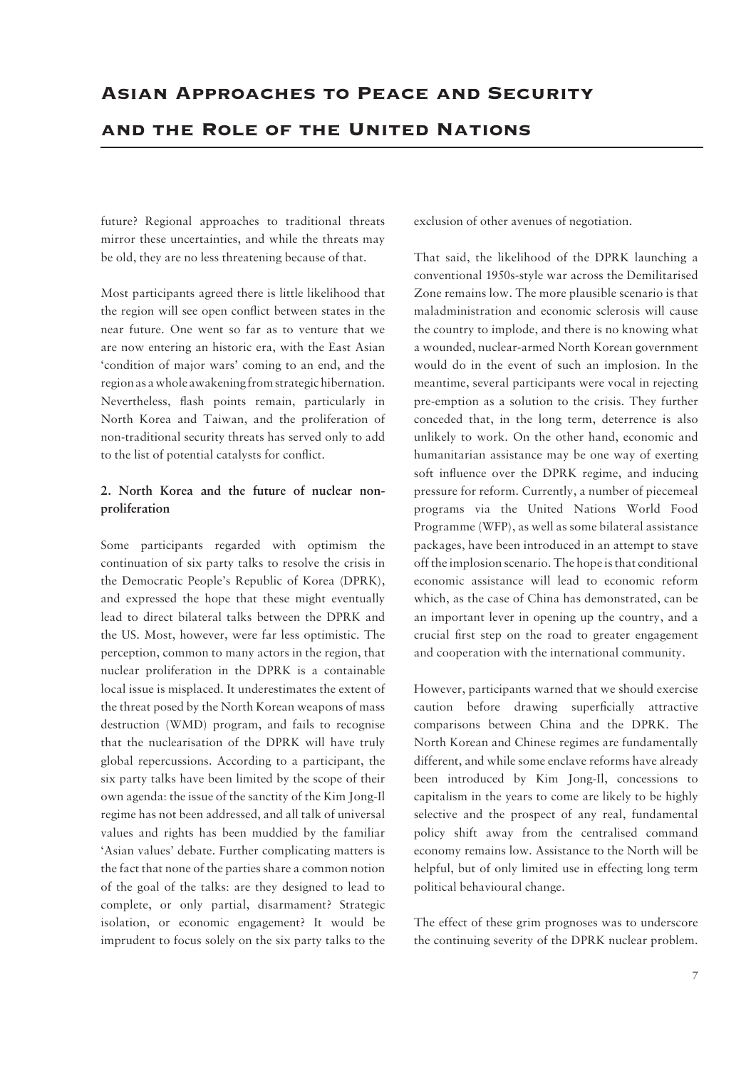future? Regional approaches to traditional threats mirror these uncertainties, and while the threats may be old, they are no less threatening because of that.

Most participants agreed there is little likelihood that the region will see open conflict between states in the near future. One went so far as to venture that we are now entering an historic era, with the East Asian 'condition of major wars' coming to an end, and the region as a whole awakening from strategic hibernation. Nevertheless, flash points remain, particularly in North Korea and Taiwan, and the proliferation of non-traditional security threats has served only to add to the list of potential catalysts for conflict.

### 2. North Korea and the future of nuclear non-proliferation

Some participants regarded with optimism the continuation of six party talks to resolve the crisis in the Democratic People's Republic of Korea (DPRK), and expressed the hope that these might eventually lead to direct bilateral talks between the DPRK and the US. Most, however, were far less optimistic. The perception, common to many actors in the region, that nuclear proliferation in the DPRK is a containable local issue is misplaced. It underestimates the extent of the threat posed by the North Korean weapons of mass destruction (WMD) program, and fails to recognise that the nuclearisation of the DPRK will have truly global repercussions. According to a participant, the six party talks have been limited by the scope of their own agenda: the issue of the sanctity of the Kim Jong-Il regime has not been addressed, and all talk of universal values and rights has been muddied by the familiar 'Asian values' debate. Further complicating matters is the fact that none of the parties share a common notion of the goal of the talks: are they designed to lead to complete, or only partial, disarmament? Strategic isolation, or economic engagement? It would be imprudent to focus solely on the six party talks to the exclusion of other avenues of negotiation.

That said, the likelihood of the DPRK launching a conventional 1950s-style war across the Demilitarised Zone remains low. The more plausible scenario is that maladministration and economic sclerosis will cause the country to implode, and there is no knowing what a wounded, nuclear-armed North Korean government would do in the event of such an implosion. In the meantime, several participants were vocal in rejecting pre-emption as a solution to the crisis. They further conceded that, in the long term, deterrence is also unlikely to work. On the other hand, economic and humanitarian assistance may be one way of exerting soft influence over the DPRK regime, and inducing pressure for reform. Currently, a number of piecemeal programs via the United Nations World Food Programme (WFP), as well as some bilateral assistance packages, have been introduced in an attempt to stave off the implosion scenario. The hope is that conditional economic assistance will lead to economic reform which, as the case of China has demonstrated, can be an important lever in opening up the country, and a crucial first step on the road to greater engagement and cooperation with the international community.

However, participants warned that we should exercise caution before drawing superficially attractive comparisons between China and the DPRK. The North Korean and Chinese regimes are fundamentally different, and while some enclave reforms have already been introduced by Kim Jong-Il, concessions to capitalism in the years to come are likely to be highly selective and the prospect of any real, fundamental policy shift away from the centralised command economy remains low. Assistance to the North will be helpful, but of only limited use in effecting long term political behavioural change.

The effect of these grim prognoses was to underscore the continuing severity of the DPRK nuclear problem.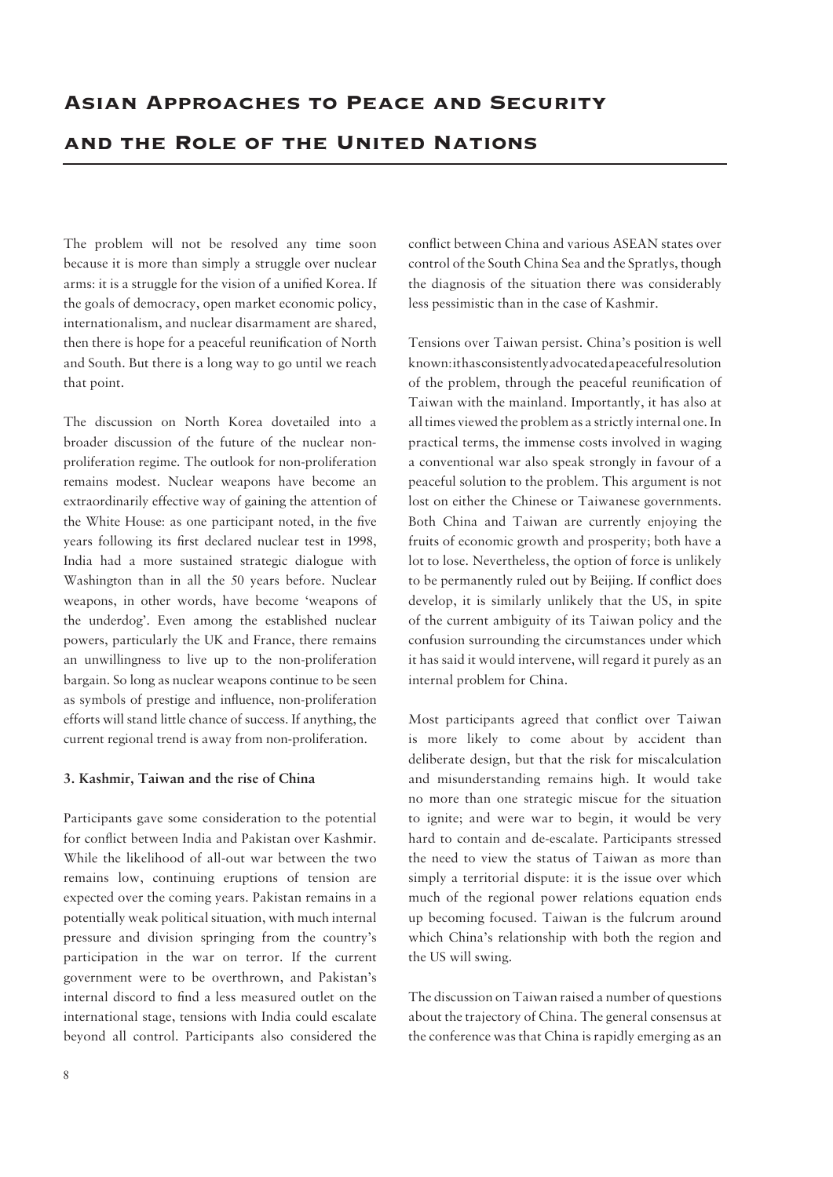The problem will not be resolved any time soon because it is more than simply a struggle over nuclear arms: it is a struggle for the vision of a unified Korea. If the goals of democracy, open market economic policy, internationalism, and nuclear disarmament are shared, then there is hope for a peaceful reunification of North and South. But there is a long way to go until we reach that point.

The discussion on North Korea dovetailed into a broader discussion of the future of the nuclear non-proliferation regime. The outlook for non-proliferation remains modest. Nuclear weapons have become an extraordinarily effective way of gaining the attention of the White House: as one participant noted, in the five years following its first declared nuclear test in 1998, India had a more sustained strategic dialogue with Washington than in all the 50 years before. Nuclear weapons, in other words, have become 'weapons of the underdog'. Even among the established nuclear powers, particularly the UK and France, there remains an unwillingness to live up to the non-proliferation bargain. So long as nuclear weapons continue to be seen as symbols of prestige and influence, non-proliferation efforts will stand little chance of success. If anything, the current regional trend is away from non-proliferation.

### 3. Kashmir, Taiwan and the rise of China

Participants gave some consideration to the potential for conflict between India and Pakistan over Kashmir. While the likelihood of all-out war between the two remains low, continuing eruptions of tension are expected over the coming years. Pakistan remains in a potentially weak political situation, with much internal pressure and division springing from the country's participation in the war on terror. If the current government were to be overthrown, and Pakistan's internal discord to find a less measured outlet on the international stage, tensions with India could escalate beyond all control. Participants also considered the conflict between China and various ASEAN states over control of the South China Sea and the Spratlys, though the diagnosis of the situation there was considerably less pessimistic than in the case of Kashmir.

Tensions over Taiwan persist. China's position is well known: it has consistently advocated a peaceful resolution of the problem, through the peaceful reunification of Taiwan with the mainland. Importantly, it has also at all times viewed the problem as a strictly internal one. In practical terms, the immense costs involved in waging a conventional war also speak strongly in favour of a peaceful solution to the problem. This argument is not lost on either the Chinese or Taiwanese governments. Both China and Taiwan are currently enjoying the fruits of economic growth and prosperity; both have a lot to lose. Nevertheless, the option of force is unlikely to be permanently ruled out by Beijing. If conflict does develop, it is similarly unlikely that the US, in spite of the current ambiguity of its Taiwan policy and the confusion surrounding the circumstances under which it has said it would intervene, will regard it purely as an internal problem for China.

Most participants agreed that conflict over Taiwan is more likely to come about by accident than deliberate design, but that the risk for miscalculation and misunderstanding remains high. It would take no more than one strategic miscue for the situation to ignite; and were war to begin, it would be very hard to contain and de-escalate. Participants stressed the need to view the status of Taiwan as more than simply a territorial dispute: it is the issue over which much of the regional power relations equation ends up becoming focused. Taiwan is the fulcrum around which China's relationship with both the region and the US will swing.

The discussion on Taiwan raised a number of questions about the trajectory of China. The general consensus at the conference was that China is rapidly emerging as an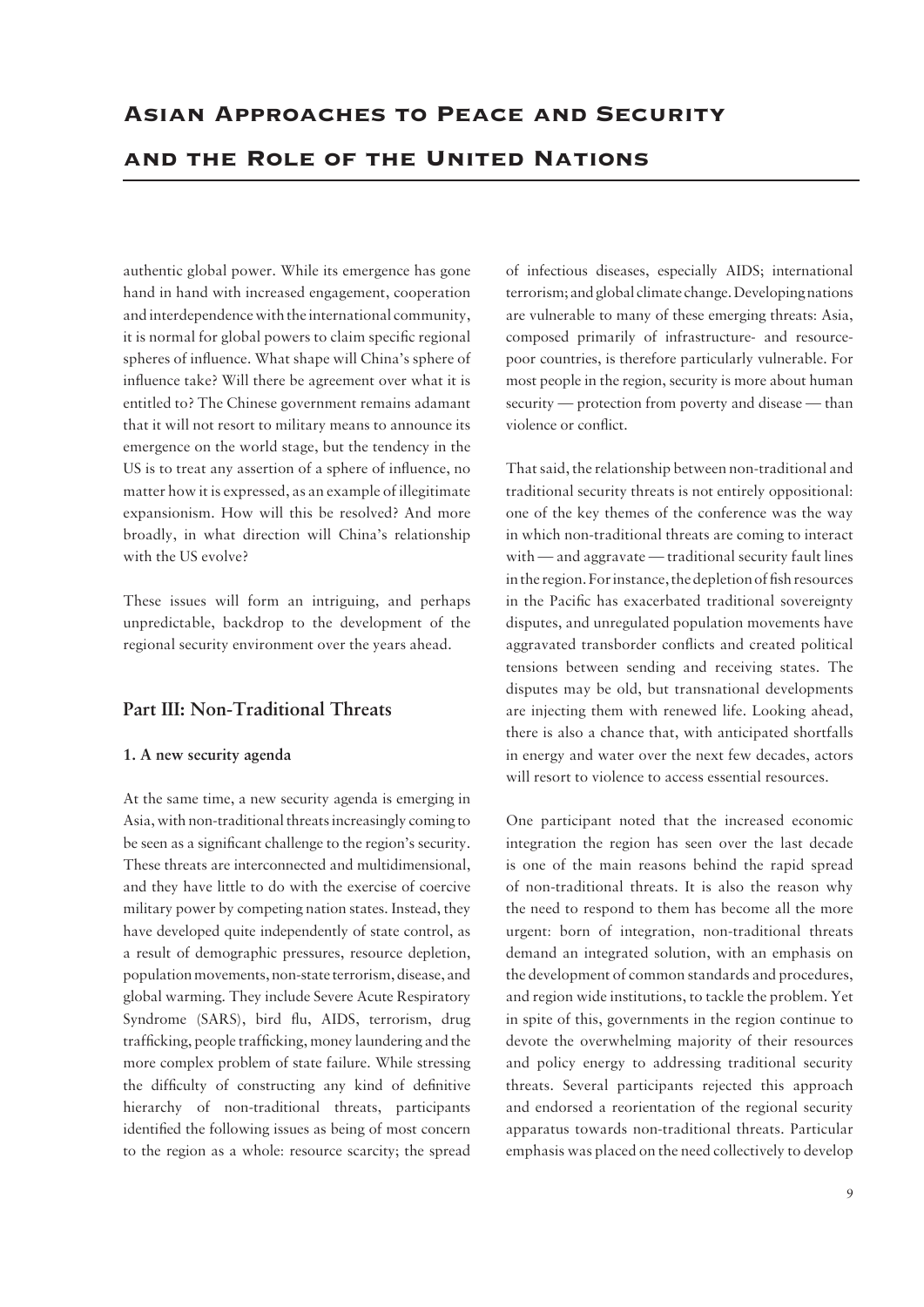authentic global power. While its emergence has gone hand in hand with increased engagement, cooperation and interdependence with the international community, it is normal for global powers to claim specific regional spheres of influence. What shape will China's sphere of influence take? Will there be agreement over what it is entitled to? The Chinese government remains adamant that it will not resort to military means to announce its emergence on the world stage, but the tendency in the US is to treat any assertion of a sphere of influence, no matter how it is expressed, as an example of illegitimate expansionism. How will this be resolved? And more broadly, in what direction will China's relationship with the US evolve?

These issues will form an intriguing, and perhaps unpredictable, backdrop to the development of the regional security environment over the years ahead.

## Part III: Non-Traditional Threats

### 1. A new security agenda

At the same time, a new security agenda is emerging in Asia, with non-traditional threats increasingly coming to be seen as a significant challenge to the region's security. These threats are interconnected and multidimensional, and they have little to do with the exercise of coercive military power by competing nation states. Instead, they have developed quite independently of state control, as a result of demographic pressures, resource depletion, population movements, non-state terrorism, disease, and global warming. They include Severe Acute Respiratory Syndrome (SARS), bird flu, AIDS, terrorism, drug trafficking, people trafficking, money laundering and the more complex problem of state failure. While stressing the difficulty of constructing any kind of definitive hierarchy of non-traditional threats, participants identified the following issues as being of most concern to the region as a whole: resource scarcity; the spread of infectious diseases, especially AIDS; international terrorism; and global climate change. Developing nations are vulnerable to many of these emerging threats: Asia, composed primarily of infrastructure- and resource-poor countries, is therefore particularly vulnerable. For most people in the region, security is more about human security — protection from poverty and disease — than violence or conflict.

That said, the relationship between non-traditional and traditional security threats is not entirely oppositional: one of the key themes of the conference was the way in which non-traditional threats are coming to interact with — and aggravate — traditional security fault lines in the region. For instance, the depletion of fish resources in the Pacific has exacerbated traditional sovereignty disputes, and unregulated population movements have aggravated transborder conflicts and created political tensions between sending and receiving states. The disputes may be old, but transnational developments are injecting them with renewed life. Looking ahead, there is also a chance that, with anticipated shortfalls in energy and water over the next few decades, actors will resort to violence to access essential resources.

One participant noted that the increased economic integration the region has seen over the last decade is one of the main reasons behind the rapid spread of non-traditional threats. It is also the reason why the need to respond to them has become all the more urgent: born of integration, non-traditional threats demand an integrated solution, with an emphasis on the development of common standards and procedures, and region wide institutions, to tackle the problem. Yet in spite of this, governments in the region continue to devote the overwhelming majority of their resources and policy energy to addressing traditional security threats. Several participants rejected this approach and endorsed a reorientation of the regional security apparatus towards non-traditional threats. Particular emphasis was placed on the need collectively to develop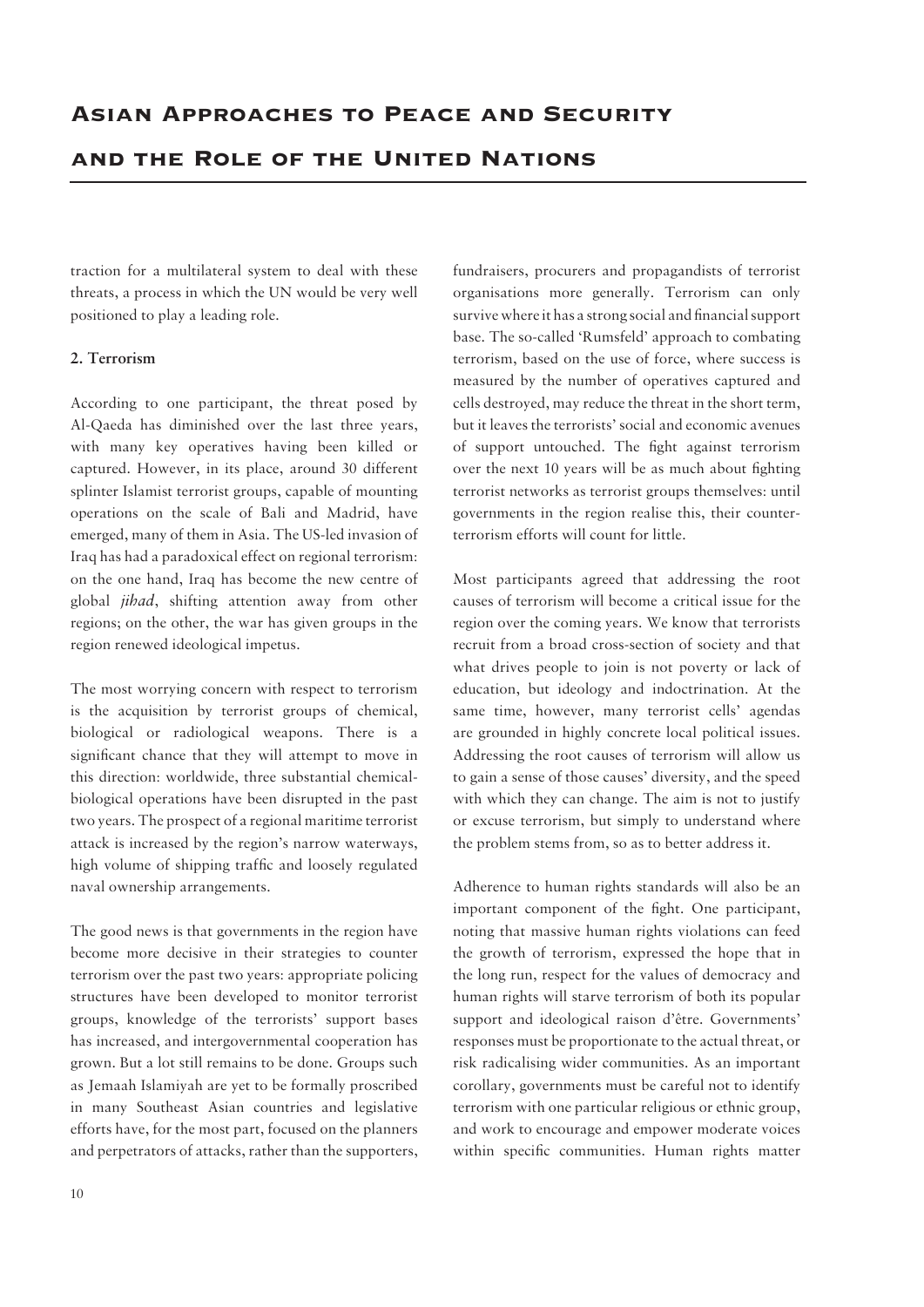traction for a multilateral system to deal with these threats, a process in which the UN would be very well positioned to play a leading role.

**2. Terrorism**

According to one participant, the threat posed by Al-Qaeda has diminished over the last three years, with many key operatives having been killed or captured. However, in its place, around 30 different splinter Islamist terrorist groups, capable of mounting operations on the scale of Bali and Madrid, have emerged, many of them in Asia. The US-led invasion of Iraq has had a paradoxical effect on regional terrorism: on the one hand, Iraq has become the new centre of global *jihad*, shifting attention away from other regions; on the other, the war has given groups in the region renewed ideological impetus.

The most worrying concern with respect to terrorism is the acquisition by terrorist groups of chemical, biological or radiological weapons. There is a significant chance that they will attempt to move in this direction: worldwide, three substantial chemical-biological operations have been disrupted in the past two years. The prospect of a regional maritime terrorist attack is increased by the region's narrow waterways, high volume of shipping traffic and loosely regulated naval ownership arrangements.

The good news is that governments in the region have become more decisive in their strategies to counter terrorism over the past two years: appropriate policing structures have been developed to monitor terrorist groups, knowledge of the terrorists' support bases has increased, and intergovernmental cooperation has grown. But a lot still remains to be done. Groups such as Jemaah Islamiyah are yet to be formally proscribed in many Southeast Asian countries and legislative efforts have, for the most part, focused on the planners and perpetrators of attacks, rather than the supporters, fundraisers, procurers and propagandists of terrorist organisations more generally. Terrorism can only survive where it has a strong social and financial support base. The so-called 'Rumsfeld' approach to combating terrorism, based on the use of force, where success is measured by the number of operatives captured and cells destroyed, may reduce the threat in the short term, but it leaves the terrorists' social and economic avenues of support untouched. The fight against terrorism over the next 10 years will be as much about fighting terrorist networks as terrorist groups themselves: until governments in the region realise this, their counter-terrorism efforts will count for little.

Most participants agreed that addressing the root causes of terrorism will become a critical issue for the region over the coming years. We know that terrorists recruit from a broad cross-section of society and that what drives people to join is not poverty or lack of education, but ideology and indoctrination. At the same time, however, many terrorist cells' agendas are grounded in highly concrete local political issues. Addressing the root causes of terrorism will allow us to gain a sense of those causes' diversity, and the speed with which they can change. The aim is not to justify or excuse terrorism, but simply to understand where the problem stems from, so as to better address it.

Adherence to human rights standards will also be an important component of the fight. One participant, noting that massive human rights violations can feed the growth of terrorism, expressed the hope that in the long run, respect for the values of democracy and human rights will starve terrorism of both its popular support and ideological raison d'être. Governments' responses must be proportionate to the actual threat, or risk radicalising wider communities. As an important corollary, governments must be careful not to identify terrorism with one particular religious or ethnic group, and work to encourage and empower moderate voices within specific communities. Human rights matter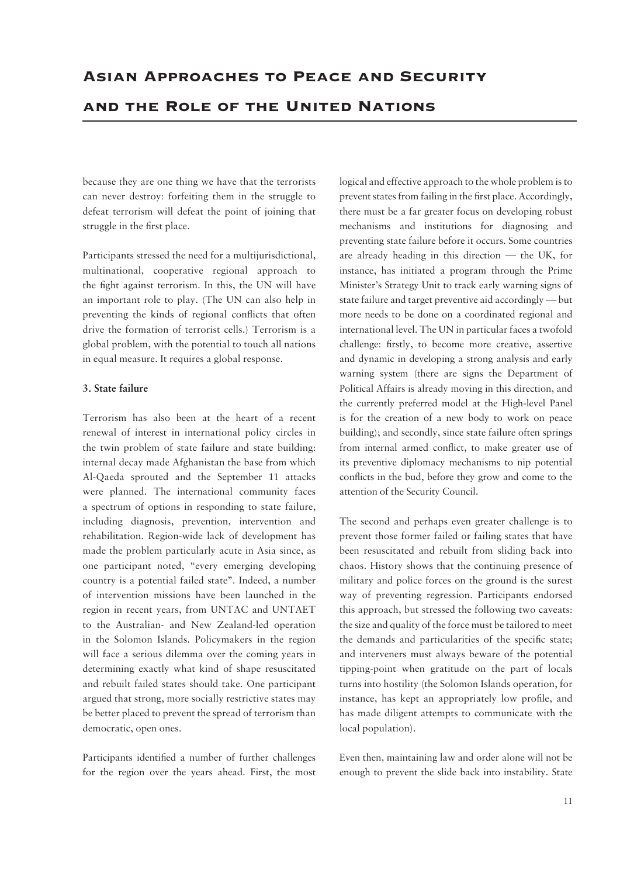because they are one thing we have that the terrorists can never destroy: forfeiting them in the struggle to defeat terrorism will defeat the point of joining that struggle in the first place.

Participants stressed the need for a multijurisdictional, multinational, cooperative regional approach to the fight against terrorism. In this, the UN will have an important role to play. (The UN can also help in preventing the kinds of regional conflicts that often drive the formation of terrorist cells.) Terrorism is a global problem, with the potential to touch all nations in equal measure. It requires a global response.

### 3. State failure

Terrorism has also been at the heart of a recent renewal of interest in international policy circles in the twin problem of state failure and state building: internal decay made Afghanistan the base from which Al-Qaeda sprouted and the September 11 attacks were planned. The international community faces a spectrum of options in responding to state failure, including diagnosis, prevention, intervention and rehabilitation. Region-wide lack of development has made the problem particularly acute in Asia since, as one participant noted, "every emerging developing country is a potential failed state". Indeed, a number of intervention missions have been launched in the region in recent years, from UNTAC and UNTAET to the Australian- and New Zealand-led operation in the Solomon Islands. Policymakers in the region will face a serious dilemma over the coming years in determining exactly what kind of shape resuscitated and rebuilt failed states should take. One participant argued that strong, more socially restrictive states may be better placed to prevent the spread of terrorism than democratic, open ones.

Participants identified a number of further challenges for the region over the years ahead. First, the most logical and effective approach to the whole problem is to prevent states from failing in the first place. Accordingly, there must be a far greater focus on developing robust mechanisms and institutions for diagnosing and preventing state failure before it occurs. Some countries are already heading in this direction — the UK, for instance, has initiated a program through the Prime Minister's Strategy Unit to track early warning signs of state failure and target preventive aid accordingly — but more needs to be done on a coordinated regional and international level. The UN in particular faces a twofold challenge: firstly, to become more creative, assertive and dynamic in developing a strong analysis and early warning system (there are signs the Department of Political Affairs is already moving in this direction, and the currently preferred model at the High-level Panel is for the creation of a new body to work on peace building); and secondly, since state failure often springs from internal armed conflict, to make greater use of its preventive diplomacy mechanisms to nip potential conflicts in the bud, before they grow and come to the attention of the Security Council.

The second and perhaps even greater challenge is to prevent those former failed or failing states that have been resuscitated and rebuilt from sliding back into chaos. History shows that the continuing presence of military and police forces on the ground is the surest way of preventing regression. Participants endorsed this approach, but stressed the following two caveats: the size and quality of the force must be tailored to meet the demands and particularities of the specific state; and interveners must always beware of the potential tipping-point when gratitude on the part of locals turns into hostility (the Solomon Islands operation, for instance, has kept an appropriately low profile, and has made diligent attempts to communicate with the local population).

Even then, maintaining law and order alone will not be enough to prevent the slide back into instability. State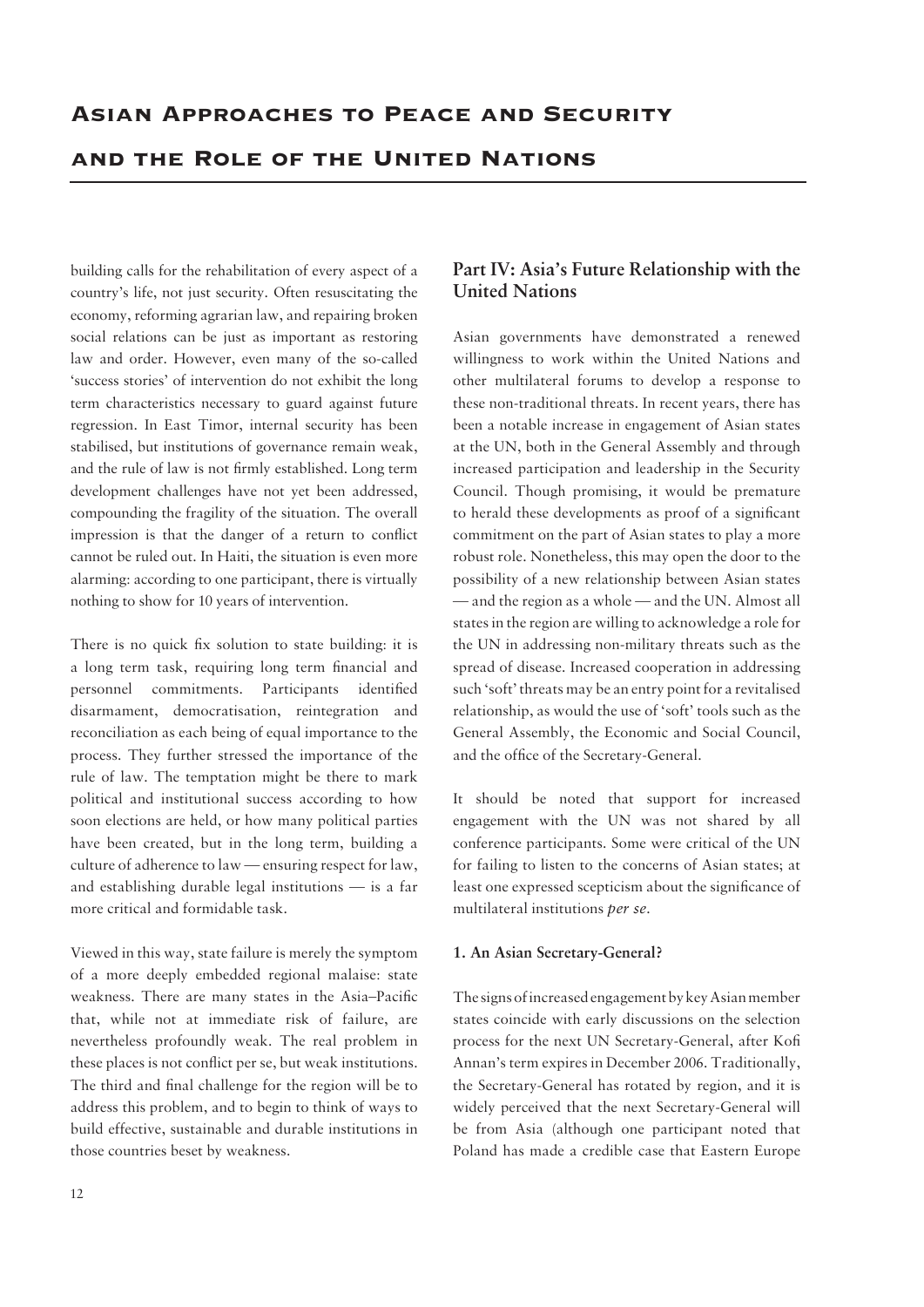building calls for the rehabilitation of every aspect of a country's life, not just security. Often resuscitating the economy, reforming agrarian law, and repairing broken social relations can be just as important as restoring law and order. However, even many of the so-called 'success stories' of intervention do not exhibit the long term characteristics necessary to guard against future regression. In East Timor, internal security has been stabilised, but institutions of governance remain weak, and the rule of law is not firmly established. Long term development challenges have not yet been addressed, compounding the fragility of the situation. The overall impression is that the danger of a return to conflict cannot be ruled out. In Haiti, the situation is even more alarming: according to one participant, there is virtually nothing to show for 10 years of intervention.

There is no quick fix solution to state building: it is a long term task, requiring long term financial and personnel commitments. Participants identified disarmament, democratisation, reintegration and reconciliation as each being of equal importance to the process. They further stressed the importance of the rule of law. The temptation might be there to mark political and institutional success according to how soon elections are held, or how many political parties have been created, but in the long term, building a culture of adherence to law — ensuring respect for law, and establishing durable legal institutions — is a far more critical and formidable task.

Viewed in this way, state failure is merely the symptom of a more deeply embedded regional malaise: state weakness. There are many states in the Asia–Pacific that, while not at immediate risk of failure, are nevertheless profoundly weak. The real problem in these places is not conflict per se, but weak institutions. The third and final challenge for the region will be to address this problem, and to begin to think of ways to build effective, sustainable and durable institutions in those countries beset by weakness.

## Part IV: Asia's Future Relationship with the United Nations

Asian governments have demonstrated a renewed willingness to work within the United Nations and other multilateral forums to develop a response to these non-traditional threats. In recent years, there has been a notable increase in engagement of Asian states at the UN, both in the General Assembly and through increased participation and leadership in the Security Council. Though promising, it would be premature to herald these developments as proof of a significant commitment on the part of Asian states to play a more robust role. Nonetheless, this may open the door to the possibility of a new relationship between Asian states — and the region as a whole — and the UN. Almost all states in the region are willing to acknowledge a role for the UN in addressing non-military threats such as the spread of disease. Increased cooperation in addressing such 'soft' threats may be an entry point for a revitalised relationship, as would the use of 'soft' tools such as the General Assembly, the Economic and Social Council, and the office of the Secretary-General.

It should be noted that support for increased engagement with the UN was not shared by all conference participants. Some were critical of the UN for failing to listen to the concerns of Asian states; at least one expressed scepticism about the significance of multilateral institutions *per se*.

### 1. An Asian Secretary-General?

The signs of increased engagement by key Asian member states coincide with early discussions on the selection process for the next UN Secretary-General, after Kofi Annan's term expires in December 2006. Traditionally, the Secretary-General has rotated by region, and it is widely perceived that the next Secretary-General will be from Asia (although one participant noted that Poland has made a credible case that Eastern Europe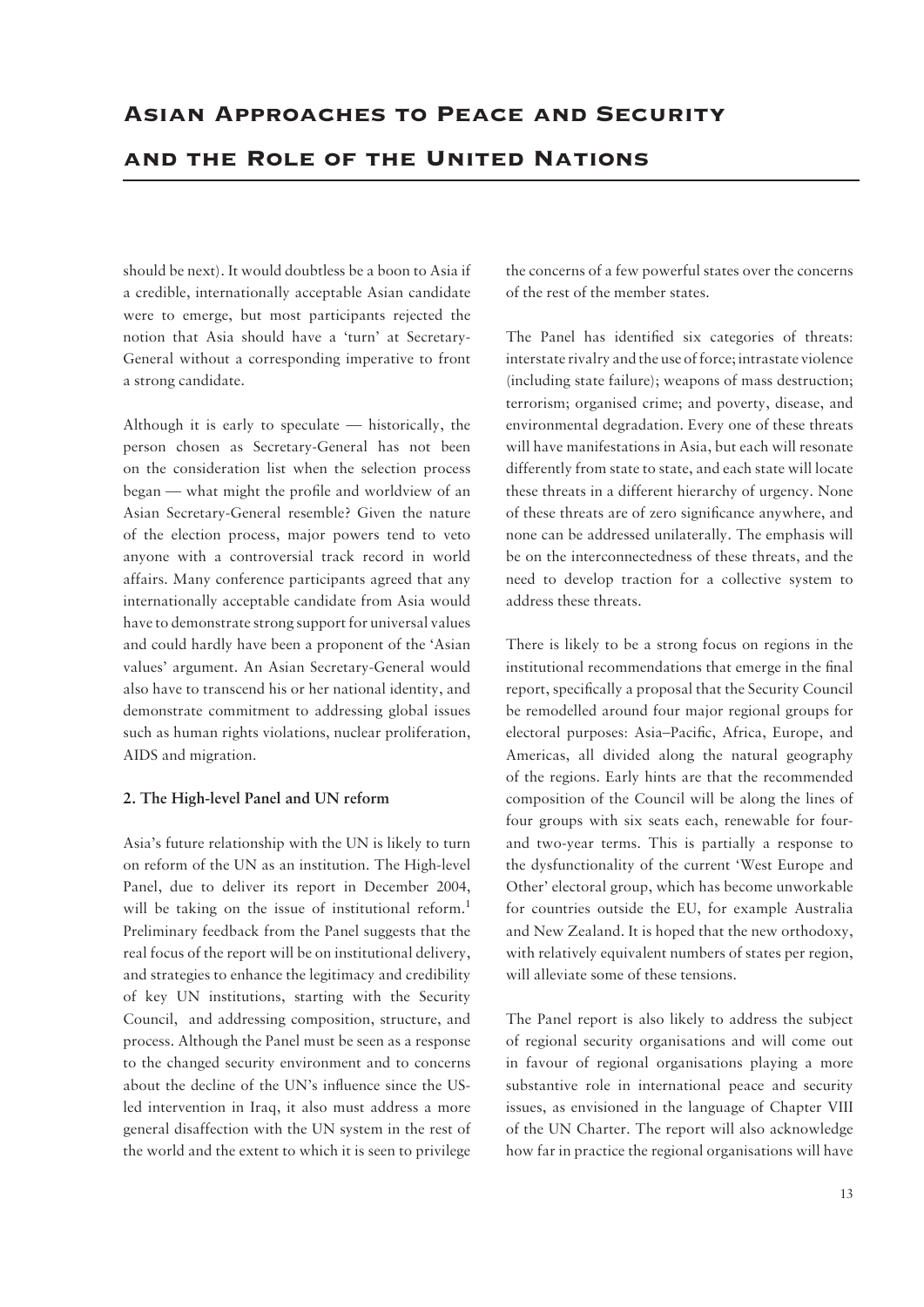should be next). It would doubtless be a boon to Asia if a credible, internationally acceptable Asian candidate were to emerge, but most participants rejected the notion that Asia should have a 'turn' at Secretary-General without a corresponding imperative to front a strong candidate.

Although it is early to speculate — historically, the person chosen as Secretary-General has not been on the consideration list when the selection process began — what might the profile and worldview of an Asian Secretary-General resemble? Given the nature of the election process, major powers tend to veto anyone with a controversial track record in world affairs. Many conference participants agreed that any internationally acceptable candidate from Asia would have to demonstrate strong support for universal values and could hardly have been a proponent of the 'Asian values' argument. An Asian Secretary-General would also have to transcend his or her national identity, and demonstrate commitment to addressing global issues such as human rights violations, nuclear proliferation, AIDS and migration.

**2. The High-level Panel and UN reform**

Asia's future relationship with the UN is likely to turn on reform of the UN as an institution. The High-level Panel, due to deliver its report in December 2004, will be taking on the issue of institutional reform.[1] Preliminary feedback from the Panel suggests that the real focus of the report will be on institutional delivery, and strategies to enhance the legitimacy and credibility of key UN institutions, starting with the Security Council, and addressing composition, structure, and process. Although the Panel must be seen as a response to the changed security environment and to concerns about the decline of the UN's influence since the US-led intervention in Iraq, it also must address a more general disaffection with the UN system in the rest of the world and the extent to which it is seen to privilege the concerns of a few powerful states over the concerns of the rest of the member states.

The Panel has identified six categories of threats: interstate rivalry and the use of force; intrastate violence (including state failure); weapons of mass destruction; terrorism; organised crime; and poverty, disease, and environmental degradation. Every one of these threats will have manifestations in Asia, but each will resonate differently from state to state, and each state will locate these threats in a different hierarchy of urgency. None of these threats are of zero significance anywhere, and none can be addressed unilaterally. The emphasis will be on the interconnectedness of these threats, and the need to develop traction for a collective system to address these threats.

There is likely to be a strong focus on regions in the institutional recommendations that emerge in the final report, specifically a proposal that the Security Council be remodelled around four major regional groups for electoral purposes: Asia–Pacific, Africa, Europe, and Americas, all divided along the natural geography of the regions. Early hints are that the recommended composition of the Council will be along the lines of four groups with six seats each, renewable for four- and two-year terms. This is partially a response to the dysfunctionality of the current 'West Europe and Other' electoral group, which has become unworkable for countries outside the EU, for example Australia and New Zealand. It is hoped that the new orthodoxy, with relatively equivalent numbers of states per region, will alleviate some of these tensions.

The Panel report is also likely to address the subject of regional security organisations and will come out in favour of regional organisations playing a more substantive role in international peace and security issues, as envisioned in the language of Chapter VIII of the UN Charter. The report will also acknowledge how far in practice the regional organisations will have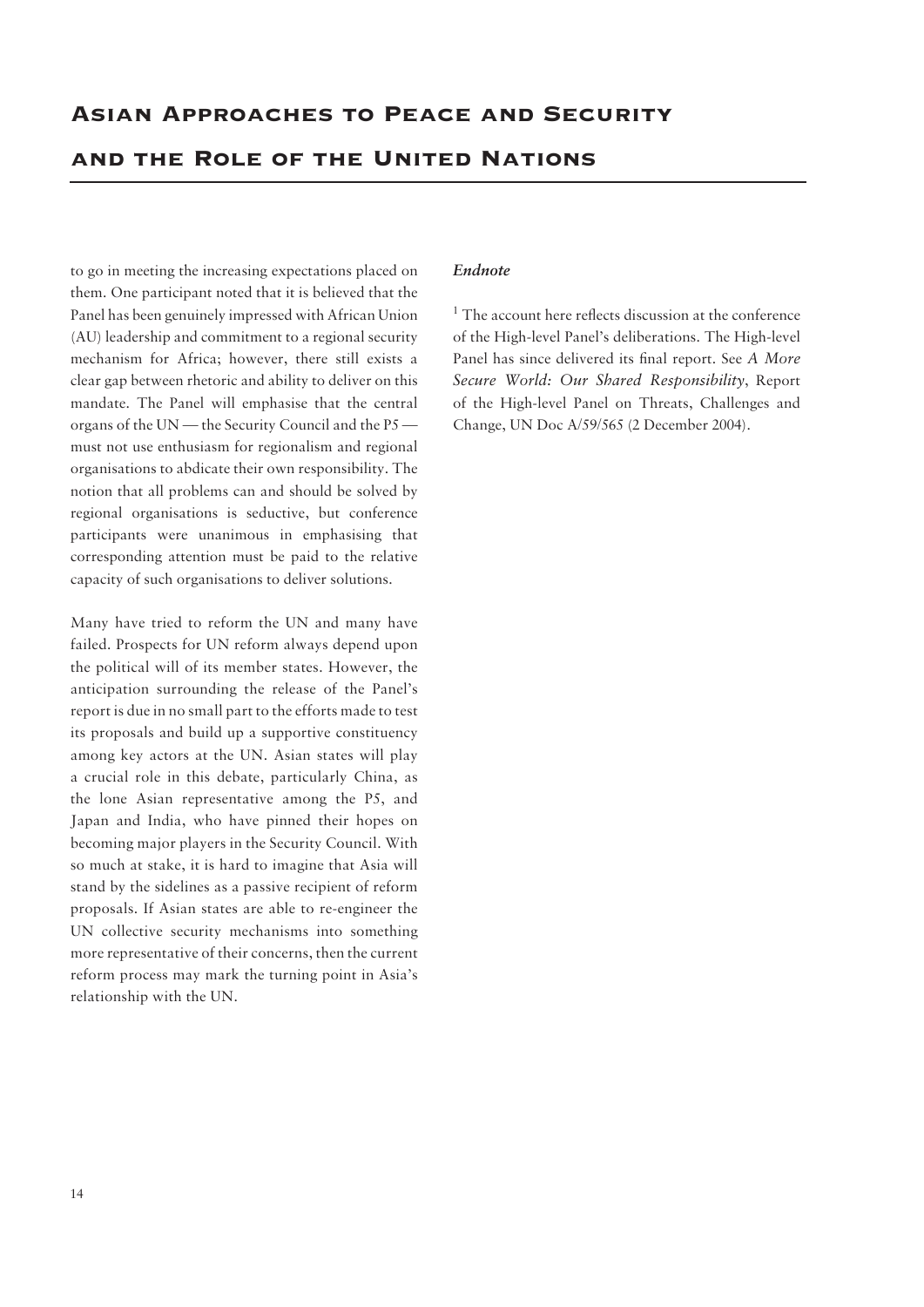to go in meeting the increasing expectations placed on them. One participant noted that it is believed that the Panel has been genuinely impressed with African Union (AU) leadership and commitment to a regional security mechanism for Africa; however, there still exists a clear gap between rhetoric and ability to deliver on this mandate. The Panel will emphasise that the central organs of the UN — the Security Council and the P5 — must not use enthusiasm for regionalism and regional organisations to abdicate their own responsibility. The notion that all problems can and should be solved by regional organisations is seductive, but conference participants were unanimous in emphasising that corresponding attention must be paid to the relative capacity of such organisations to deliver solutions.

Many have tried to reform the UN and many have failed. Prospects for UN reform always depend upon the political will of its member states. However, the anticipation surrounding the release of the Panel's report is due in no small part to the efforts made to test its proposals and build up a supportive constituency among key actors at the UN. Asian states will play a crucial role in this debate, particularly China, as the lone Asian representative among the P5, and Japan and India, who have pinned their hopes on becoming major players in the Security Council. With so much at stake, it is hard to imagine that Asia will stand by the sidelines as a passive recipient of reform proposals. If Asian states are able to re-engineer the UN collective security mechanisms into something more representative of their concerns, then the current reform process may mark the turning point in Asia's relationship with the UN.

### *Endnote*

[1] The account here reflects discussion at the conference of the High-level Panel's deliberations. The High-level Panel has since delivered its final report. See *A More Secure World: Our Shared Responsibility*, Report of the High-level Panel on Threats, Challenges and Change, UN Doc A/59/565 (2 December 2004).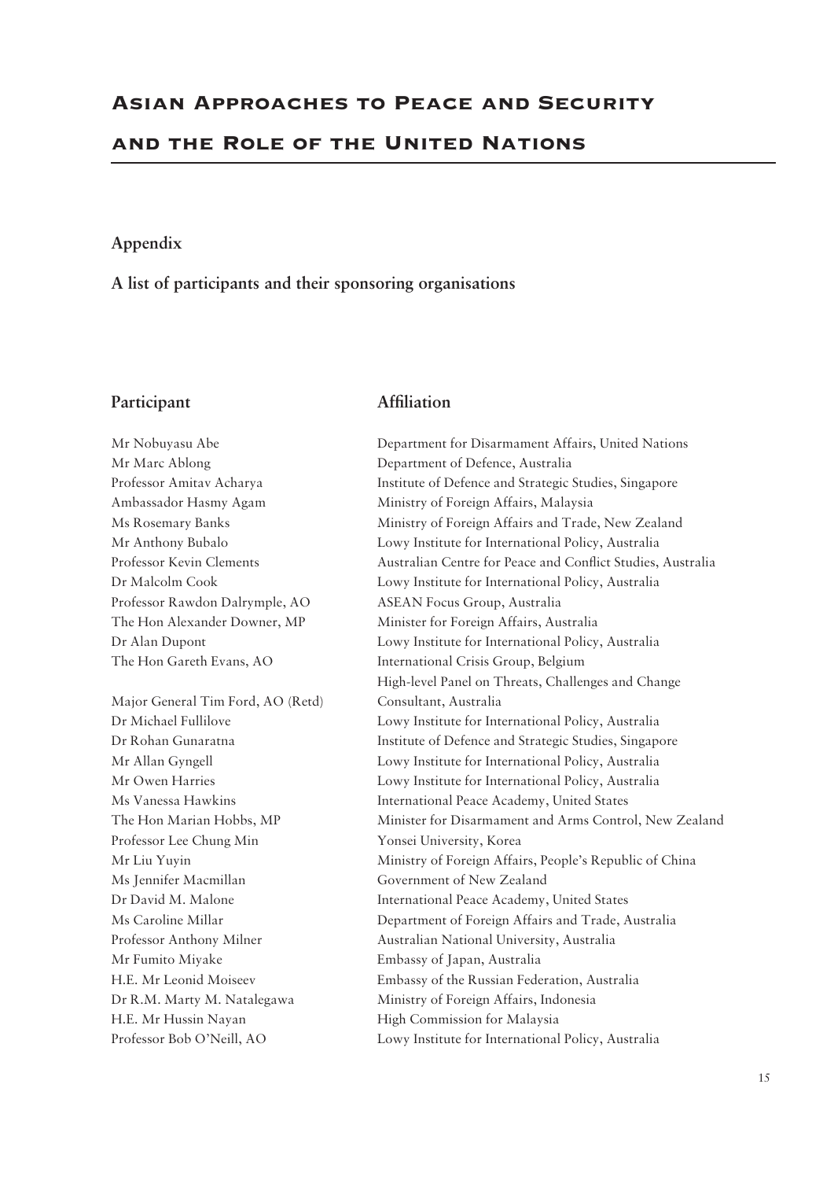# Asian Approaches to Peace and Security and the Role of the United Nations

## Appendix

### A list of participants and their sponsoring organisations

| Participant | Affiliation |
|---|---|
| Mr Nobuyasu Abe | Department for Disarmament Affairs, United Nations |
| Mr Marc Ablong | Department of Defence, Australia |
| Professor Amitav Acharya | Institute of Defence and Strategic Studies, Singapore |
| Ambassador Hasmy Agam | Ministry of Foreign Affairs, Malaysia |
| Ms Rosemary Banks | Ministry of Foreign Affairs and Trade, New Zealand |
| Mr Anthony Bubalo | Lowy Institute for International Policy, Australia |
| Professor Kevin Clements | Australian Centre for Peace and Conflict Studies, Australia |
| Dr Malcolm Cook | Lowy Institute for International Policy, Australia |
| Professor Rawdon Dalrymple, AO | ASEAN Focus Group, Australia |
| The Hon Alexander Downer, MP | Minister for Foreign Affairs, Australia |
| Dr Alan Dupont | Lowy Institute for International Policy, Australia |
| The Hon Gareth Evans, AO | International Crisis Group, Belgium<br>High-level Panel on Threats, Challenges and Change |
| Major General Tim Ford, AO (Retd) | Consultant, Australia |
| Dr Michael Fullilove | Lowy Institute for International Policy, Australia |
| Dr Rohan Gunaratna | Institute of Defence and Strategic Studies, Singapore |
| Mr Allan Gyngell | Lowy Institute for International Policy, Australia |
| Mr Owen Harries | Lowy Institute for International Policy, Australia |
| Ms Vanessa Hawkins | International Peace Academy, United States |
| The Hon Marian Hobbs, MP | Minister for Disarmament and Arms Control, New Zealand |
| Professor Lee Chung Min | Yonsei University, Korea |
| Mr Liu Yuyin | Ministry of Foreign Affairs, People's Republic of China |
| Ms Jennifer Macmillan | Government of New Zealand |
| Dr David M. Malone | International Peace Academy, United States |
| Ms Caroline Millar | Department of Foreign Affairs and Trade, Australia |
| Professor Anthony Milner | Australian National University, Australia |
| Mr Fumito Miyake | Embassy of Japan, Australia |
| H.E. Mr Leonid Moiseev | Embassy of the Russian Federation, Australia |
| Dr R.M. Marty M. Natalegawa | Ministry of Foreign Affairs, Indonesia |
| H.E. Mr Hussin Nayan | High Commission for Malaysia |
| Professor Bob O'Neill, AO | Lowy Institute for International Policy, Australia |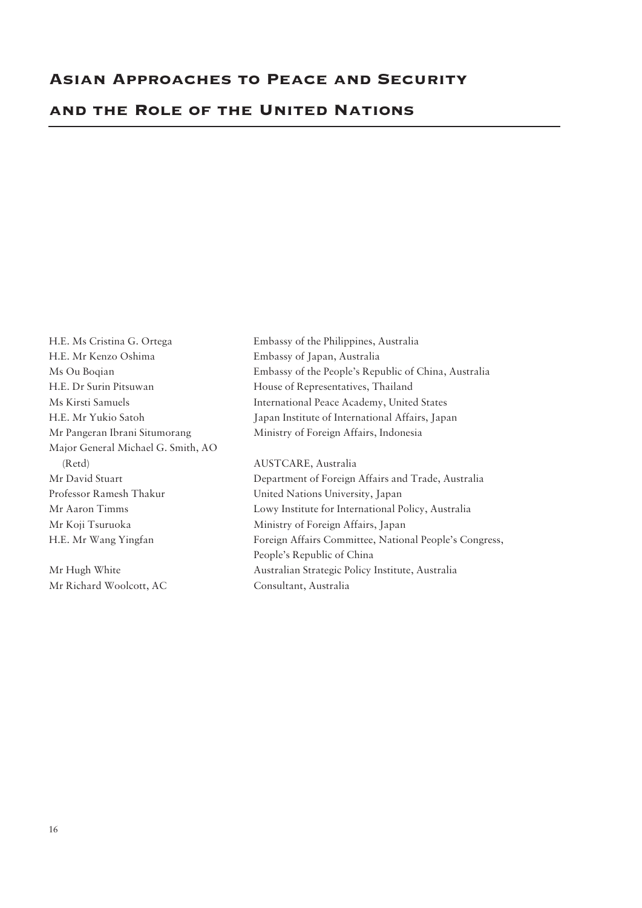| | |
|---|---|
| H.E. Ms Cristina G. Ortega | Embassy of the Philippines, Australia |
| H.E. Mr Kenzo Oshima | Embassy of Japan, Australia |
| Ms Ou Boqian | Embassy of the People's Republic of China, Australia |
| H.E. Dr Surin Pitsuwan | House of Representatives, Thailand |
| Ms Kirsti Samuels | International Peace Academy, United States |
| H.E. Mr Yukio Satoh | Japan Institute of International Affairs, Japan |
| Mr Pangeran Ibrani Situmorang | Ministry of Foreign Affairs, Indonesia |
| Major General Michael G. Smith, AO (Retd) | AUSTCARE, Australia |
| Mr David Stuart | Department of Foreign Affairs and Trade, Australia |
| Professor Ramesh Thakur | United Nations University, Japan |
| Mr Aaron Timms | Lowy Institute for International Policy, Australia |
| Mr Koji Tsuruoka | Ministry of Foreign Affairs, Japan |
| H.E. Mr Wang Yingfan | Foreign Affairs Committee, National People's Congress, People's Republic of China |
| Mr Hugh White | Australian Strategic Policy Institute, Australia |
| Mr Richard Woolcott, AC | Consultant, Australia |